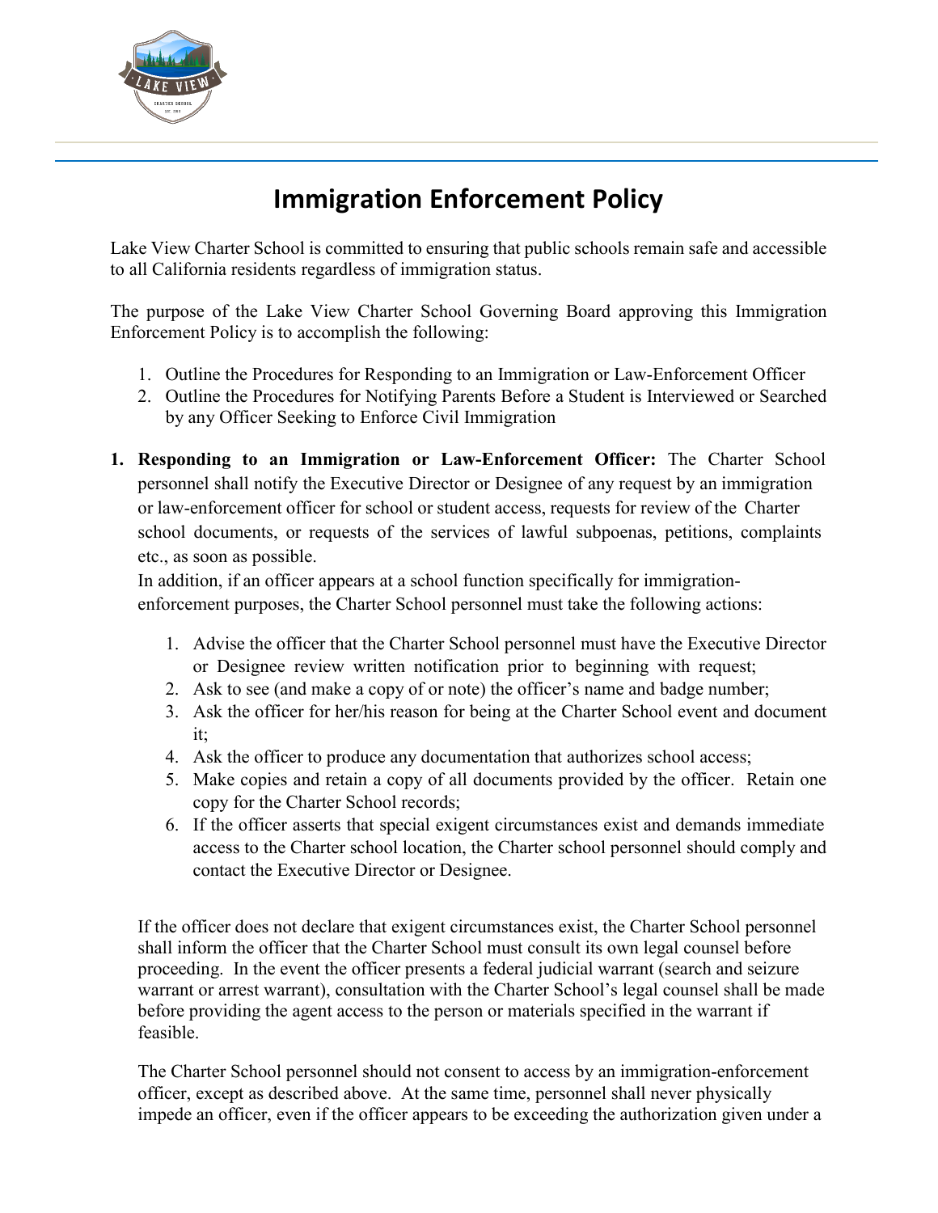# Immigration Enforcement Policy

Lake View Charter School is committed to ensuring that public schools remain safe and accessible to all California residents regardless of immigration status.

The purpose of the Lake View Charter School Governing Board approving this Immigration Enforcement Policy is to accomplish the following:

1. Outline the Procedures for Responding to an Immigration or Law-Enforcement Officer
2. Outline the Procedures for Notifying Parents Before a Student is Interviewed or Searched by any Officer Seeking to Enforce Civil Immigration

**1. Responding to an Immigration or Law-Enforcement Officer:** The Charter School personnel shall notify the Executive Director or Designee of any request by an immigration or law-enforcement officer for school or student access, requests for review of the Charter school documents, or requests of the services of lawful subpoenas, petitions, complaints etc., as soon as possible.

In addition, if an officer appears at a school function specifically for immigration-enforcement purposes, the Charter School personnel must take the following actions:

1. Advise the officer that the Charter School personnel must have the Executive Director or Designee review written notification prior to beginning with request;
2. Ask to see (and make a copy of or note) the officer's name and badge number;
3. Ask the officer for her/his reason for being at the Charter School event and document it;
4. Ask the officer to produce any documentation that authorizes school access;
5. Make copies and retain a copy of all documents provided by the officer. Retain one copy for the Charter School records;
6. If the officer asserts that special exigent circumstances exist and demands immediate access to the Charter school location, the Charter school personnel should comply and contact the Executive Director or Designee.

If the officer does not declare that exigent circumstances exist, the Charter School personnel shall inform the officer that the Charter School must consult its own legal counsel before proceeding. In the event the officer presents a federal judicial warrant (search and seizure warrant or arrest warrant), consultation with the Charter School's legal counsel shall be made before providing the agent access to the person or materials specified in the warrant if feasible.

The Charter School personnel should not consent to access by an immigration-enforcement officer, except as described above. At the same time, personnel shall never physically impede an officer, even if the officer appears to be exceeding the authorization given under a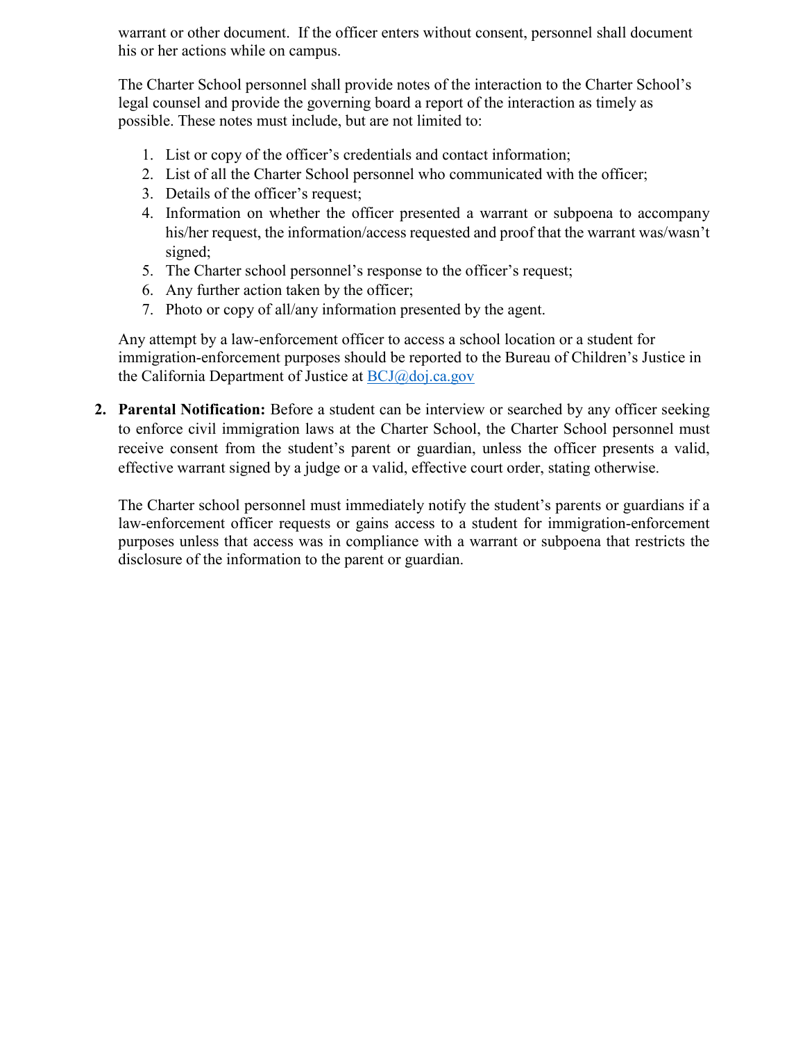warrant or other document. If the officer enters without consent, personnel shall document his or her actions while on campus.

The Charter School personnel shall provide notes of the interaction to the Charter School's legal counsel and provide the governing board a report of the interaction as timely as possible. These notes must include, but are not limited to:

1. List or copy of the officer's credentials and contact information;
2. List of all the Charter School personnel who communicated with the officer;
3. Details of the officer's request;
4. Information on whether the officer presented a warrant or subpoena to accompany his/her request, the information/access requested and proof that the warrant was/wasn't signed;
5. The Charter school personnel's response to the officer's request;
6. Any further action taken by the officer;
7. Photo or copy of all/any information presented by the agent.

Any attempt by a law-enforcement officer to access a school location or a student for immigration-enforcement purposes should be reported to the Bureau of Children's Justice in the California Department of Justice at BCJ@doj.ca.gov

2. **Parental Notification:** Before a student can be interview or searched by any officer seeking to enforce civil immigration laws at the Charter School, the Charter School personnel must receive consent from the student's parent or guardian, unless the officer presents a valid, effective warrant signed by a judge or a valid, effective court order, stating otherwise.

   The Charter school personnel must immediately notify the student's parents or guardians if a law-enforcement officer requests or gains access to a student for immigration-enforcement purposes unless that access was in compliance with a warrant or subpoena that restricts the disclosure of the information to the parent or guardian.